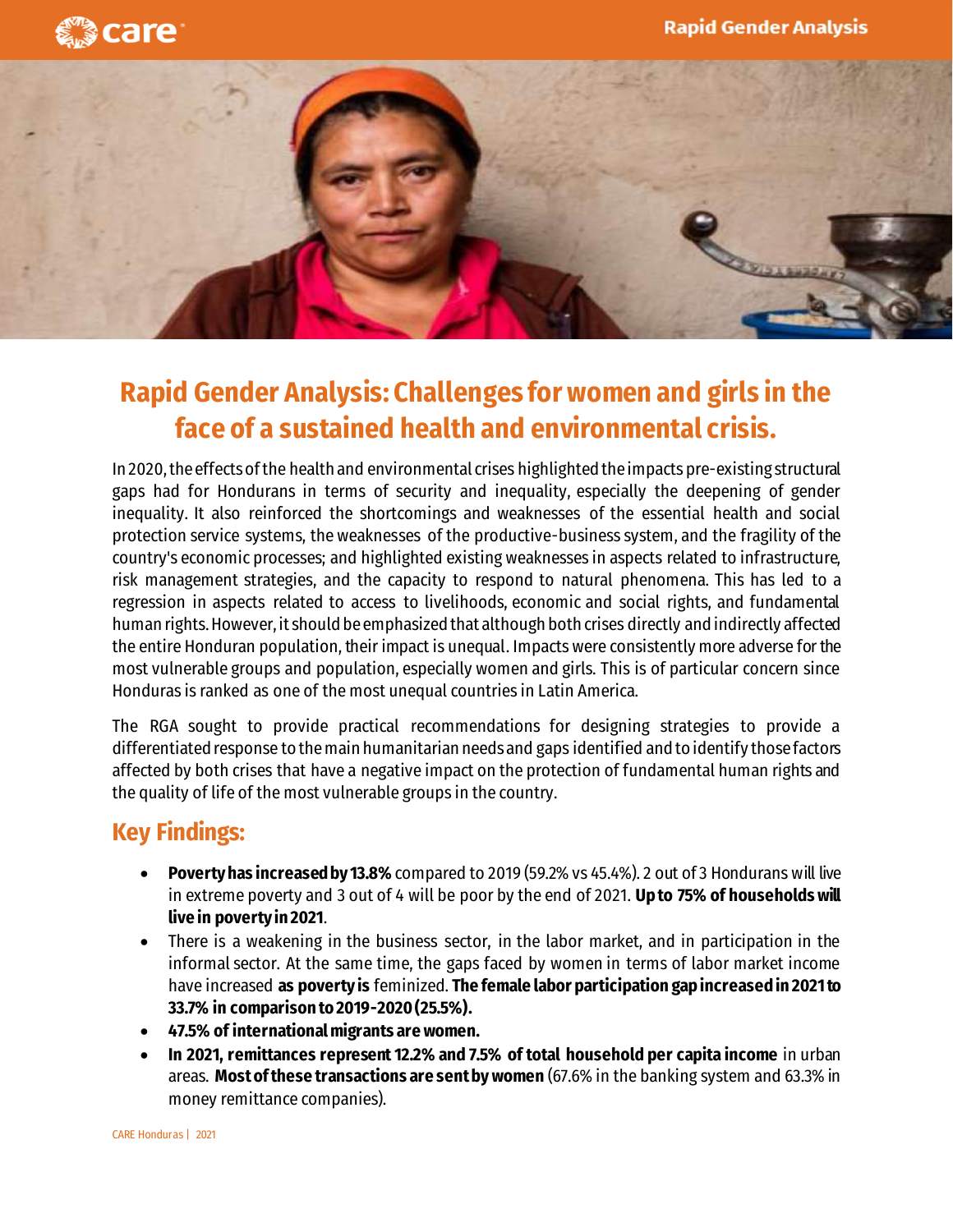# Rapid Gender Analysis: Challenges for women and girls in the face of a sustained health and environmental crisis.

In 2020, the effects of the health and environmental crises highlighted the impacts pre-existing structural gaps had for Hondurans in terms of security and inequality, especially the deepening of gender inequality. It also reinforced the shortcomings and weaknesses of the essential health and social protection service systems, the weaknesses of the productive-business system, and the fragility of the country's economic processes; and highlighted existing weaknesses in aspects related to infrastructure, risk management strategies, and the capacity to respond to natural phenomena. This has led to a regression in aspects related to access to livelihoods, economic and social rights, and fundamental human rights. However, it should be emphasized that although both crises directly and indirectly affected the entire Honduran population, their impact is unequal. Impacts were consistently more adverse for the most vulnerable groups and population, especially women and girls. This is of particular concern since Honduras is ranked as one of the most unequal countries in Latin America.

The RGA sought to provide practical recommendations for designing strategies to provide a differentiated response to the main humanitarian needs and gaps identified and to identify those factors affected by both crises that have a negative impact on the protection of fundamental human rights and the quality of life of the most vulnerable groups in the country.

## Key Findings:

- **Poverty has increased by 13.8%** compared to 2019 (59.2% vs 45.4%). 2 out of 3 Hondurans will live in extreme poverty and 3 out of 4 will be poor by the end of 2021. **Up to 75% of households will live in poverty in 2021**.
- There is a weakening in the business sector, in the labor market, and in participation in the informal sector. At the same time, the gaps faced by women in terms of labor market income have increased **as poverty is** feminized. **The female labor participation gap increased in 2021 to 33.7% in comparison to 2019-2020 (25.5%).**
- **47.5% of international migrants are women.**
- **In 2021, remittances represent 12.2% and 7.5% of total household per capita income** in urban areas. **Most of these transactions are sent by women** (67.6% in the banking system and 63.3% in money remittance companies).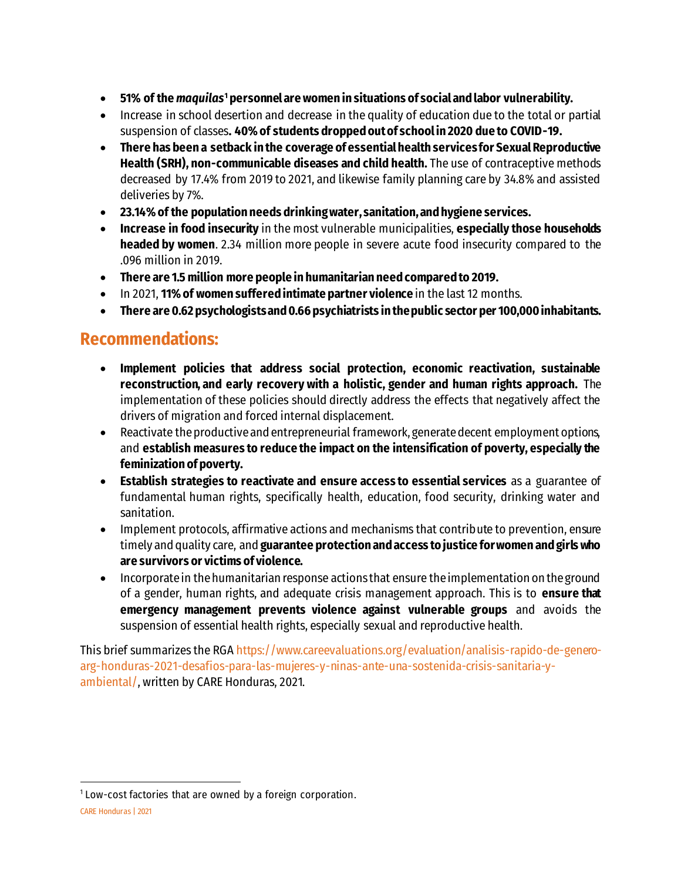- **51% of the *maquilas*[1] personnel are women in situations of social and labor vulnerability.**
- Increase in school desertion and decrease in the quality of education due to the total or partial suspension of classes**. 40% of students dropped out of school in 2020 due to COVID-19.**
- **There has been a setback in the coverage of essential health services for Sexual Reproductive Health (SRH), non-communicable diseases and child health.** The use of contraceptive methods decreased by 17.4% from 2019 to 2021, and likewise family planning care by 34.8% and assisted deliveries by 7%.
- **23.14% of the population needs drinking water, sanitation, and hygiene services.**
- **Increase in food insecurity** in the most vulnerable municipalities, **especially those households headed by women**. 2.34 million more people in severe acute food insecurity compared to the .096 million in 2019.
- **There are 1.5 million more people in humanitarian need compared to 2019.**
- In 2021, **11% of women suffered intimate partner violence** in the last 12 months.
- **There are 0.62 psychologists and 0.66 psychiatrists in the public sector per 100,000 inhabitants.**

## Recommendations:

- **Implement policies that address social protection, economic reactivation, sustainable reconstruction, and early recovery with a holistic, gender and human rights approach.** The implementation of these policies should directly address the effects that negatively affect the drivers of migration and forced internal displacement.
- Reactivate the productive and entrepreneurial framework, generate decent employment options, and **establish measures to reduce the impact on the intensification of poverty, especially the feminization of poverty.**
- **Establish strategies to reactivate and ensure access to essential services** as a guarantee of fundamental human rights, specifically health, education, food security, drinking water and sanitation.
- Implement protocols, affirmative actions and mechanisms that contribute to prevention, ensure timely and quality care, and **guarantee protection and access to justice for women and girls who are survivors or victims of violence.**
- Incorporate in the humanitarian response actions that ensure the implementation on the ground of a gender, human rights, and adequate crisis management approach. This is to **ensure that emergency management prevents violence against vulnerable groups** and avoids the suspension of essential health rights, especially sexual and reproductive health.

This brief summarizes the RGA https://www.careevaluations.org/evaluation/analisis-rapido-de-genero-arg-honduras-2021-desafios-para-las-mujeres-y-ninas-ante-una-sostenida-crisis-sanitaria-y-ambiental/, written by CARE Honduras, 2021.

[1] Low-cost factories that are owned by a foreign corporation.